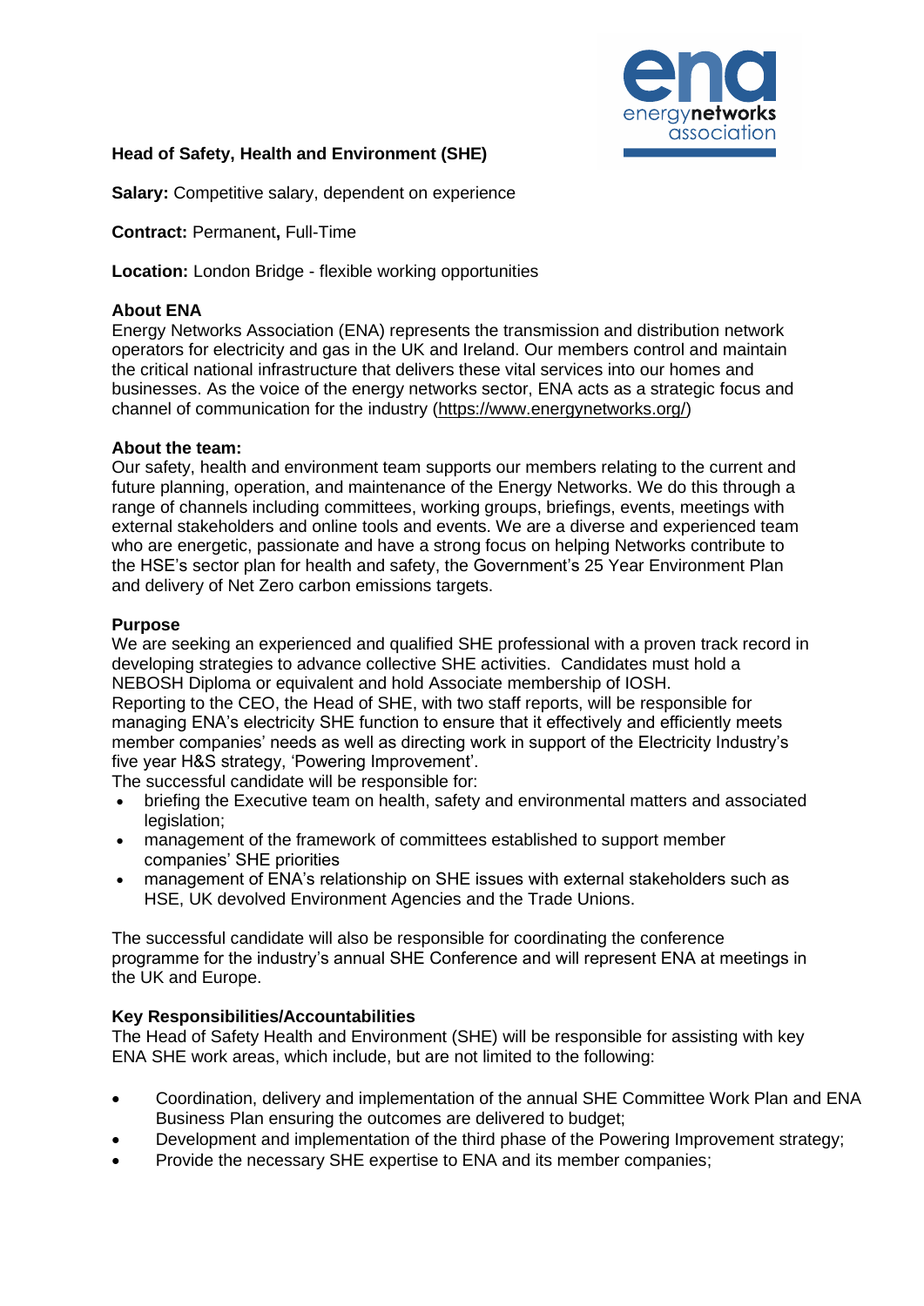# Head of Safety, Health and Environment (SHE)

**Salary:** Competitive salary, dependent on experience

**Contract:** Permanent**,** Full-Time

**Location:** London Bridge - flexible working opportunities

**About ENA**

Energy Networks Association (ENA) represents the transmission and distribution network operators for electricity and gas in the UK and Ireland. Our members control and maintain the critical national infrastructure that delivers these vital services into our homes and businesses. As the voice of the energy networks sector, ENA acts as a strategic focus and channel of communication for the industry (https://www.energynetworks.org/)

**About the team:**

Our safety, health and environment team supports our members relating to the current and future planning, operation, and maintenance of the Energy Networks. We do this through a range of channels including committees, working groups, briefings, events, meetings with external stakeholders and online tools and events. We are a diverse and experienced team who are energetic, passionate and have a strong focus on helping Networks contribute to the HSE's sector plan for health and safety, the Government's 25 Year Environment Plan and delivery of Net Zero carbon emissions targets.

**Purpose**

We are seeking an experienced and qualified SHE professional with a proven track record in developing strategies to advance collective SHE activities. Candidates must hold a NEBOSH Diploma or equivalent and hold Associate membership of IOSH.
Reporting to the CEO, the Head of SHE, with two staff reports, will be responsible for managing ENA's electricity SHE function to ensure that it effectively and efficiently meets member companies' needs as well as directing work in support of the Electricity Industry's five year H&S strategy, 'Powering Improvement'.
The successful candidate will be responsible for:

- briefing the Executive team on health, safety and environmental matters and associated legislation;
- management of the framework of committees established to support member companies' SHE priorities
- management of ENA's relationship on SHE issues with external stakeholders such as HSE, UK devolved Environment Agencies and the Trade Unions.

The successful candidate will also be responsible for coordinating the conference programme for the industry's annual SHE Conference and will represent ENA at meetings in the UK and Europe.

**Key Responsibilities/Accountabilities**

The Head of Safety Health and Environment (SHE) will be responsible for assisting with key ENA SHE work areas, which include, but are not limited to the following:

- Coordination, delivery and implementation of the annual SHE Committee Work Plan and ENA Business Plan ensuring the outcomes are delivered to budget;
- Development and implementation of the third phase of the Powering Improvement strategy;
- Provide the necessary SHE expertise to ENA and its member companies;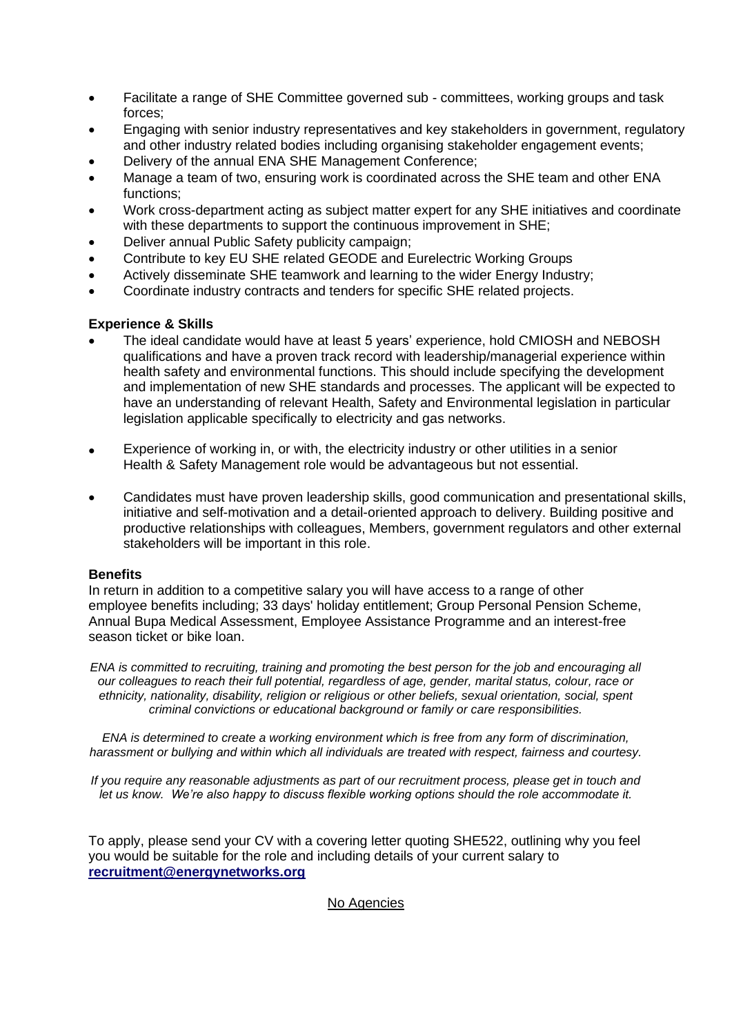- Facilitate a range of SHE Committee governed sub - committees, working groups and task forces;
- Engaging with senior industry representatives and key stakeholders in government, regulatory and other industry related bodies including organising stakeholder engagement events;
- Delivery of the annual ENA SHE Management Conference;
- Manage a team of two, ensuring work is coordinated across the SHE team and other ENA functions;
- Work cross-department acting as subject matter expert for any SHE initiatives and coordinate with these departments to support the continuous improvement in SHE;
- Deliver annual Public Safety publicity campaign;
- Contribute to key EU SHE related GEODE and Eurelectric Working Groups
- Actively disseminate SHE teamwork and learning to the wider Energy Industry;
- Coordinate industry contracts and tenders for specific SHE related projects.

**Experience & Skills**

- The ideal candidate would have at least 5 years' experience, hold CMIOSH and NEBOSH qualifications and have a proven track record with leadership/managerial experience within health safety and environmental functions. This should include specifying the development and implementation of new SHE standards and processes. The applicant will be expected to have an understanding of relevant Health, Safety and Environmental legislation in particular legislation applicable specifically to electricity and gas networks.

- Experience of working in, or with, the electricity industry or other utilities in a senior Health & Safety Management role would be advantageous but not essential.

- Candidates must have proven leadership skills, good communication and presentational skills, initiative and self-motivation and a detail-oriented approach to delivery. Building positive and productive relationships with colleagues, Members, government regulators and other external stakeholders will be important in this role.

**Benefits**

In return in addition to a competitive salary you will have access to a range of other employee benefits including; 33 days' holiday entitlement; Group Personal Pension Scheme, Annual Bupa Medical Assessment, Employee Assistance Programme and an interest-free season ticket or bike loan.

*ENA is committed to recruiting, training and promoting the best person for the job and encouraging all our colleagues to reach their full potential, regardless of age, gender, marital status, colour, race or ethnicity, nationality, disability, religion or religious or other beliefs, sexual orientation, social, spent criminal convictions or educational background or family or care responsibilities.*

*ENA is determined to create a working environment which is free from any form of discrimination, harassment or bullying and within which all individuals are treated with respect, fairness and courtesy.*

*If you require any reasonable adjustments as part of our recruitment process, please get in touch and let us know. We're also happy to discuss flexible working options should the role accommodate it.*

To apply, please send your CV with a covering letter quoting SHE522, outlining why you feel you would be suitable for the role and including details of your current salary to **recruitment@energynetworks.org**

No Agencies